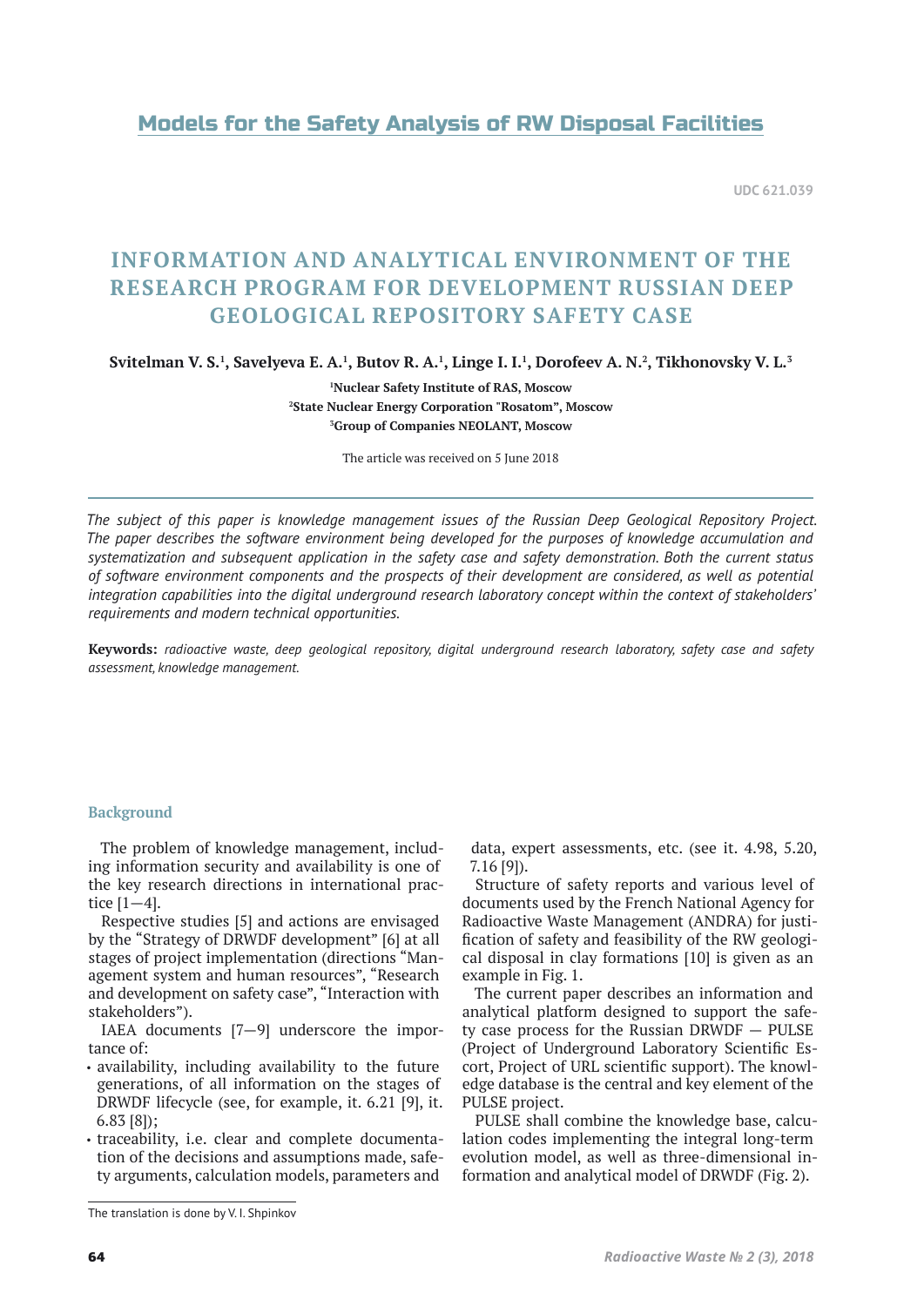## Models for the Safety Analysis of RW Disposal Facilities

UDC 621.039

# INFORMATION AND ANALYTICAL ENVIRONMENT OF THE RESEARCH PROGRAM FOR DEVELOPMENT RUSSIAN DEEP GEOLOGICAL REPOSITORY SAFETY CASE

**Svitelman V. S.[1], Savelyeva E. A.[1], Butov R. A.[1], Linge I. I.[1], Dorofeev A. N.[2], Tikhonovsky V. L.[3]**

**[1]Nuclear Safety Institute of RAS, Moscow**
**[2]State Nuclear Energy Corporation "Rosatom", Moscow**
**[3]Group of Companies NEOLANT, Moscow**

The article was received on 5 June 2018

*The subject of this paper is knowledge management issues of the Russian Deep Geological Repository Project. The paper describes the software environment being developed for the purposes of knowledge accumulation and systematization and subsequent application in the safety case and safety demonstration. Both the current status of software environment components and the prospects of their development are considered, as well as potential integration capabilities into the digital underground research laboratory concept within the context of stakeholders' requirements and modern technical opportunities.*

**Keywords:** *radioactive waste, deep geological repository, digital underground research laboratory, safety case and safety assessment, knowledge management.*

### Background

The problem of knowledge management, including information security and availability is one of the key research directions in international practice [1—4].

Respective studies [5] and actions are envisaged by the "Strategy of DRWDF development" [6] at all stages of project implementation (directions "Management system and human resources", "Research and development on safety case", "Interaction with stakeholders").

IAEA documents [7—9] underscore the importance of:

- availability, including availability to the future generations, of all information on the stages of DRWDF lifecycle (see, for example, it. 6.21 [9], it. 6.83 [8]);
- traceability, i.e. clear and complete documentation of the decisions and assumptions made, safety arguments, calculation models, parameters and data, expert assessments, etc. (see it. 4.98, 5.20, 7.16 [9]).

Structure of safety reports and various level of documents used by the French National Agency for Radioactive Waste Management (ANDRA) for justification of safety and feasibility of the RW geological disposal in clay formations [10] is given as an example in Fig. 1.

The current paper describes an information and analytical platform designed to support the safety case process for the Russian DRWDF — PULSE (Project of Underground Laboratory Scientific Escort, Project of URL scientific support). The knowledge database is the central and key element of the PULSE project.

PULSE shall combine the knowledge base, calculation codes implementing the integral long-term evolution model, as well as three-dimensional information and analytical model of DRWDF (Fig. 2).

The translation is done by V. I. Shpinkov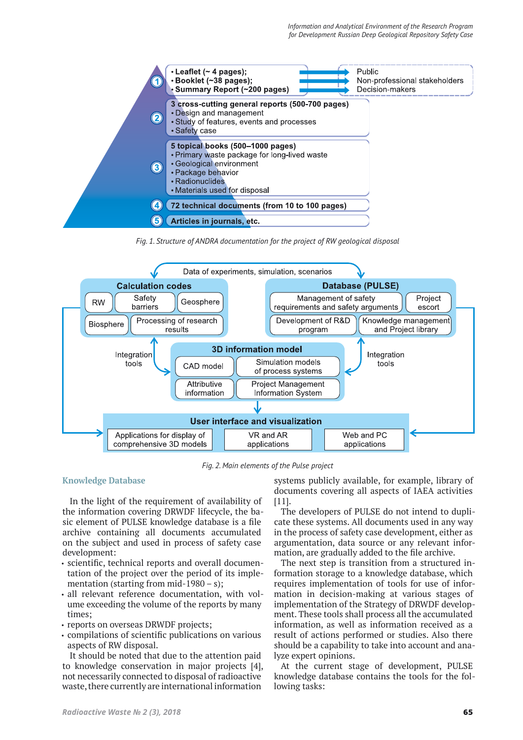Fig. 1. Structure of ANDRA documentation for the project of RW geological disposal

Fig. 2. Main elements of the Pulse project

## Knowledge Database

In the light of the requirement of availability of the information covering DRWDF lifecycle, the basic element of PULSE knowledge database is a file archive containing all documents accumulated on the subject and used in process of safety case development:

- scientific, technical reports and overall documentation of the project over the period of its implementation (starting from mid-1980 – s);
- all relevant reference documentation, with volume exceeding the volume of the reports by many times;
- reports on overseas DRWDF projects;
- compilations of scientific publications on various aspects of RW disposal.

It should be noted that due to the attention paid to knowledge conservation in major projects [4], not necessarily connected to disposal of radioactive waste, there currently are international information systems publicly available, for example, library of documents covering all aspects of IAEA activities [11].

The developers of PULSE do not intend to duplicate these systems. All documents used in any way in the process of safety case development, either as argumentation, data source or any relevant information, are gradually added to the file archive.

The next step is transition from a structured information storage to a knowledge database, which requires implementation of tools for use of information in decision-making at various stages of implementation of the Strategy of DRWDF development. These tools shall process all the accumulated information, as well as information received as a result of actions performed or studies. Also there should be a capability to take into account and analyze expert opinions.

At the current stage of development, PULSE knowledge database contains the tools for the following tasks: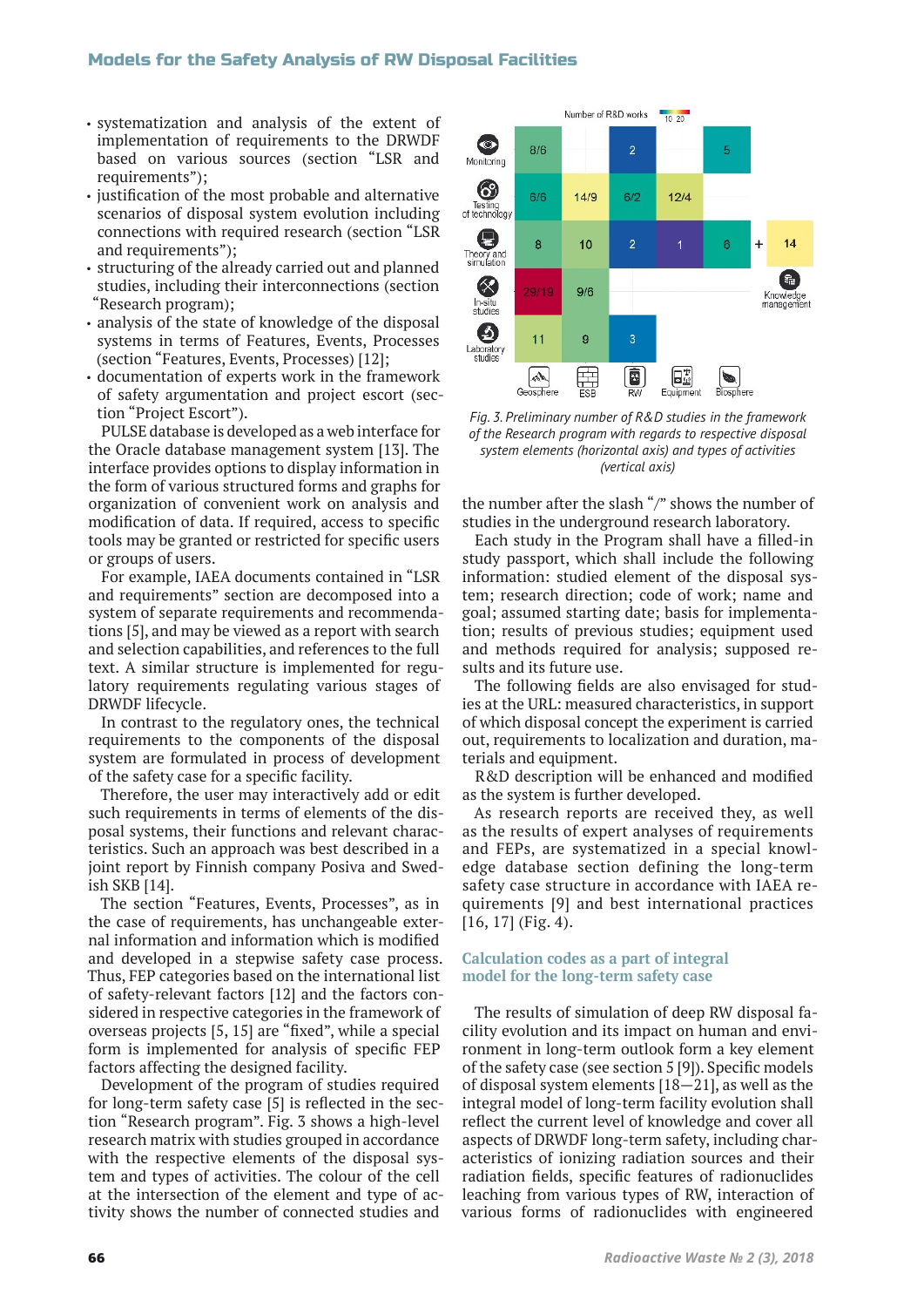- systematization and analysis of the extent of implementation of requirements to the DRWDF based on various sources (section "LSR and requirements");
- justification of the most probable and alternative scenarios of disposal system evolution including connections with required research (section "LSR and requirements");
- structuring of the already carried out and planned studies, including their interconnections (section "Research program);
- analysis of the state of knowledge of the disposal systems in terms of Features, Events, Processes (section "Features, Events, Processes") [12];
- documentation of experts work in the framework of safety argumentation and project escort (section "Project Escort").

PULSE database is developed as a web interface for the Oracle database management system [13]. The interface provides options to display information in the form of various structured forms and graphs for organization of convenient work on analysis and modification of data. If required, access to specific tools may be granted or restricted for specific users or groups of users.

For example, IAEA documents contained in "LSR and requirements" section are decomposed into a system of separate requirements and recommendations [5], and may be viewed as a report with search and selection capabilities, and references to the full text. A similar structure is implemented for regulatory requirements regulating various stages of DRWDF lifecycle.

In contrast to the regulatory ones, the technical requirements to the components of the disposal system are formulated in process of development of the safety case for a specific facility.

Therefore, the user may interactively add or edit such requirements in terms of elements of the disposal systems, their functions and relevant characteristics. Such an approach was best described in a joint report by Finnish company Posiva and Swedish SKB [14].

The section "Features, Events, Processes", as in the case of requirements, has unchangeable external information and information which is modified and developed in a stepwise safety case process. Thus, FEP categories based on the international list of safety-relevant factors [12] and the factors considered in respective categories in the framework of overseas projects [5, 15] are "fixed", while a special form is implemented for analysis of specific FEP factors affecting the designed facility.

Development of the program of studies required for long-term safety case [5] is reflected in the section "Research program". Fig. 3 shows a high-level research matrix with studies grouped in accordance with the respective elements of the disposal system and types of activities. The colour of the cell at the intersection of the element and type of activity shows the number of connected studies and the number after the slash "/" shows the number of studies in the underground research laboratory.

Number of R&D works (scale: 10, 20)

| | Geosphere | ESB | RW | Equipment | Biosphere |
|---|---|---|---|---|---|
| Monitoring | 8/6 | | 2 | | 5 |
| Testing of technology | 6/6 | 14/9 | 6/2 | 12/4 | |
| Theory and simulation | 8 | 10 | 2 | 1 | 6 |
| In-situ studies | 29/19 | 9/6 | | | |
| Laboratory studies | 11 | 9 | 3 | | |

\+ Knowledge management: 14

*Fig. 3. Preliminary number of R&D studies in the framework of the Research program with regards to respective disposal system elements (horizontal axis) and types of activities (vertical axis)*

Each study in the Program shall have a filled-in study passport, which shall include the following information: studied element of the disposal system; research direction; code of work; name and goal; assumed starting date; basis for implementation; results of previous studies; equipment used and methods required for analysis; supposed results and its future use.

The following fields are also envisaged for studies at the URL: measured characteristics, in support of which disposal concept the experiment is carried out, requirements to localization and duration, materials and equipment.

R&D description will be enhanced and modified as the system is further developed.

As research reports are received they, as well as the results of expert analyses of requirements and FEPs, are systematized in a special knowledge database section defining the long-term safety case structure in accordance with IAEA requirements [9] and best international practices [16, 17] (Fig. 4).

## Calculation codes as a part of integral model for the long-term safety case

The results of simulation of deep RW disposal facility evolution and its impact on human and environment in long-term outlook form a key element of the safety case (see section 5 [9]). Specific models of disposal system elements [18—21], as well as the integral model of long-term facility evolution shall reflect the current level of knowledge and cover all aspects of DRWDF long-term safety, including characteristics of ionizing radiation sources and their radiation fields, specific features of radionuclides leaching from various types of RW, interaction of various forms of radionuclides with engineered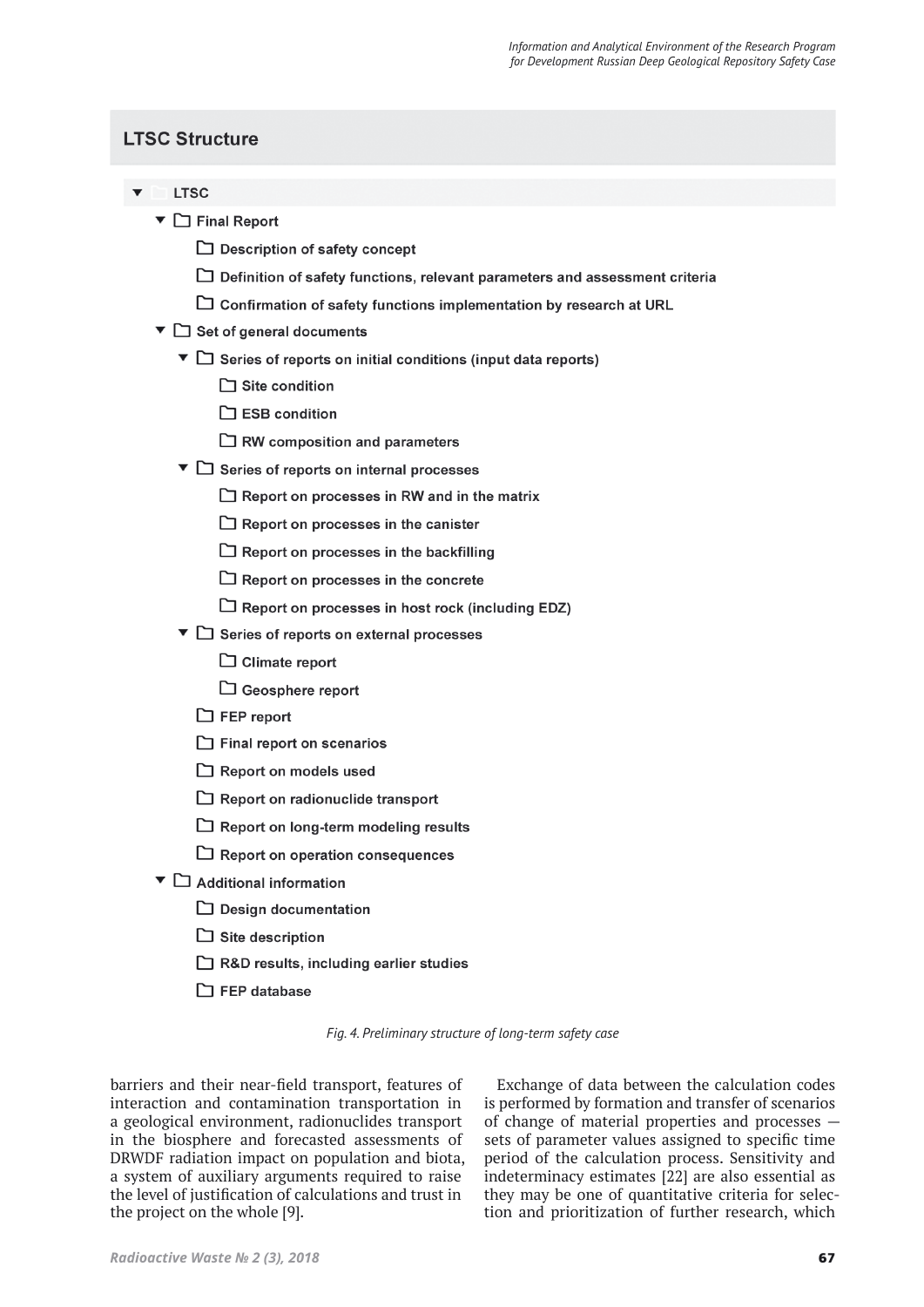## LTSC Structure

- **LTSC**
  - **Final Report**
    - **Description of safety concept**
    - **Definition of safety functions, relevant parameters and assessment criteria**
    - **Confirmation of safety functions implementation by research at URL**
  - **Set of general documents**
    - **Series of reports on initial conditions (input data reports)**
      - **Site condition**
      - **ESB condition**
      - **RW composition and parameters**
    - **Series of reports on internal processes**
      - **Report on processes in RW and in the matrix**
      - **Report on processes in the canister**
      - **Report on processes in the backfilling**
      - **Report on processes in the concrete**
      - **Report on processes in host rock (including EDZ)**
    - **Series of reports on external processes**
      - **Climate report**
      - **Geosphere report**
    - **FEP report**
    - **Final report on scenarios**
    - **Report on models used**
    - **Report on radionuclide transport**
    - **Report on long-term modeling results**
    - **Report on operation consequences**
  - **Additional information**
    - **Design documentation**
    - **Site description**
    - **R&D results, including earlier studies**
    - **FEP database**

*Fig. 4. Preliminary structure of long-term safety case*

barriers and their near-field transport, features of interaction and contamination transportation in a geological environment, radionuclides transport in the biosphere and forecasted assessments of DRWDF radiation impact on population and biota, a system of auxiliary arguments required to raise the level of justification of calculations and trust in the project on the whole [9].

Exchange of data between the calculation codes is performed by formation and transfer of scenarios of change of material properties and processes — sets of parameter values assigned to specific time period of the calculation process. Sensitivity and indeterminacy estimates [22] are also essential as they may be one of quantitative criteria for selection and prioritization of further research, which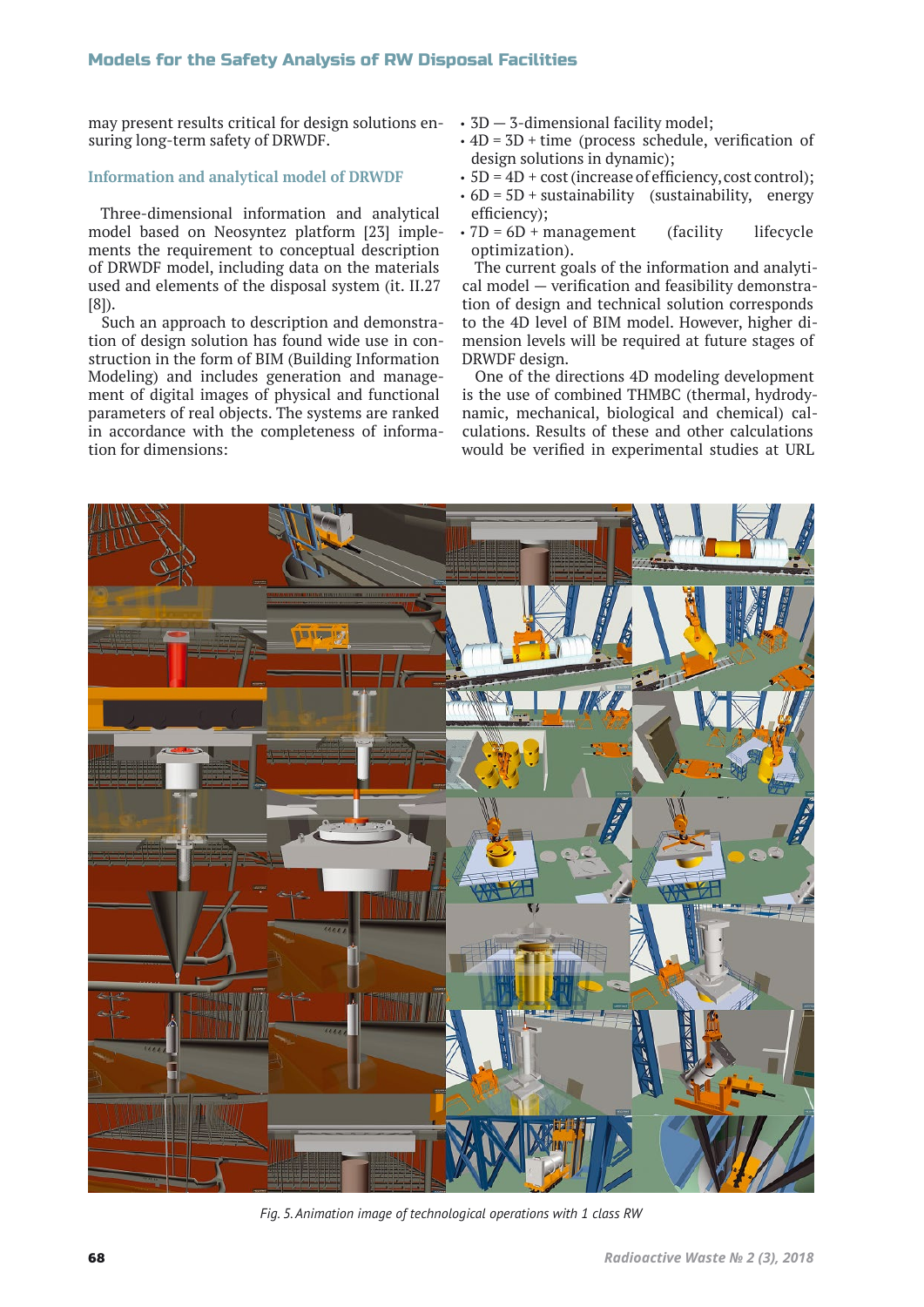may present results critical for design solutions ensuring long-term safety of DRWDF.

### Information and analytical model of DRWDF

Three-dimensional information and analytical model based on Neosyntez platform [23] implements the requirement to conceptual description of DRWDF model, including data on the materials used and elements of the disposal system (it. II.27 [8]).

Such an approach to description and demonstration of design solution has found wide use in construction in the form of BIM (Building Information Modeling) and includes generation and management of digital images of physical and functional parameters of real objects. The systems are ranked in accordance with the completeness of information for dimensions:

- 3D — 3-dimensional facility model;
- 4D = 3D + time (process schedule, verification of design solutions in dynamic);
- 5D = 4D + cost (increase of efficiency, cost control);
- 6D = 5D + sustainability (sustainability, energy efficiency);
- 7D = 6D + management (facility lifecycle optimization).

The current goals of the information and analytical model — verification and feasibility demonstration of design and technical solution corresponds to the 4D level of BIM model. However, higher dimension levels will be required at future stages of DRWDF design.

One of the directions 4D modeling development is the use of combined THMBC (thermal, hydrodynamic, mechanical, biological and chemical) calculations. Results of these and other calculations would be verified in experimental studies at URL

*Fig. 5. Animation image of technological operations with 1 class RW*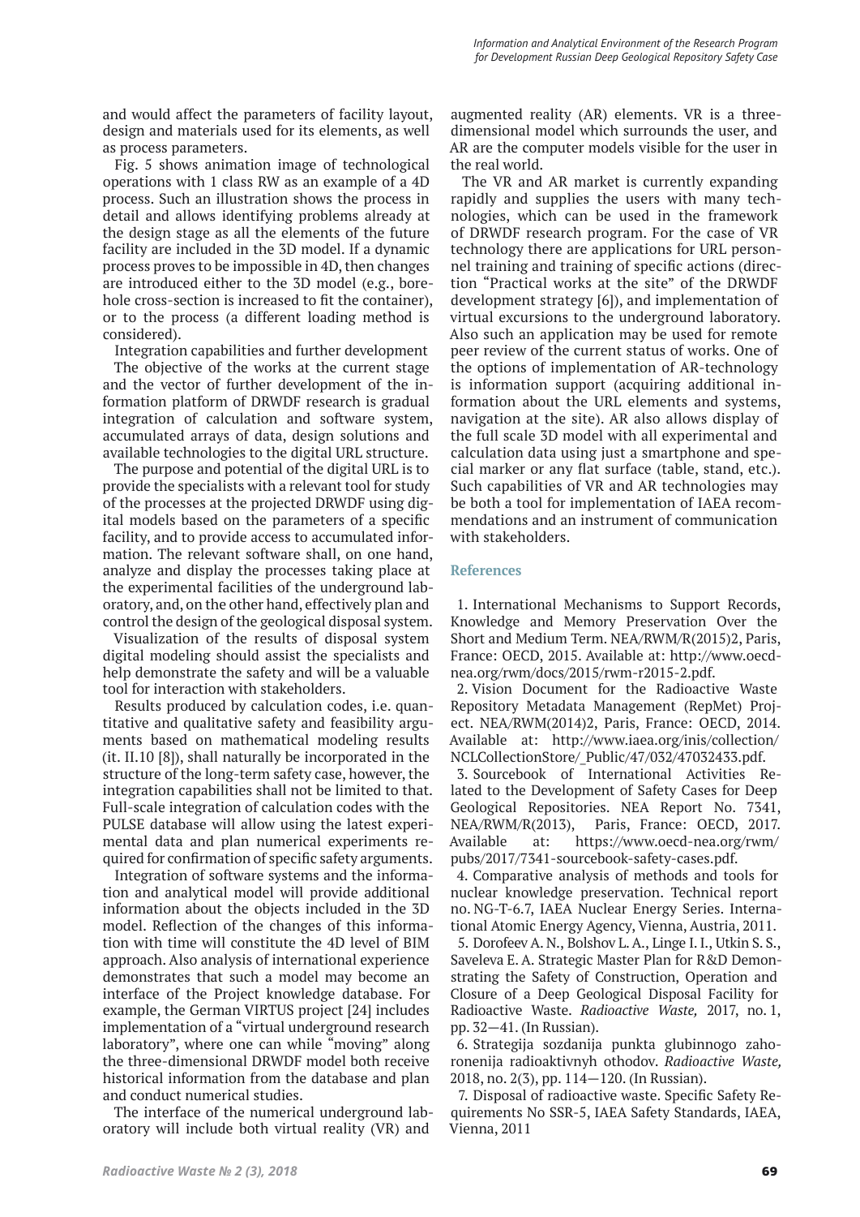and would affect the parameters of facility layout, design and materials used for its elements, as well as process parameters.

Fig. 5 shows animation image of technological operations with 1 class RW as an example of a 4D process. Such an illustration shows the process in detail and allows identifying problems already at the design stage as all the elements of the future facility are included in the 3D model. If a dynamic process proves to be impossible in 4D, then changes are introduced either to the 3D model (e.g., borehole cross-section is increased to fit the container), or to the process (a different loading method is considered).

Integration capabilities and further development

The objective of the works at the current stage and the vector of further development of the information platform of DRWDF research is gradual integration of calculation and software system, accumulated arrays of data, design solutions and available technologies to the digital URL structure.

The purpose and potential of the digital URL is to provide the specialists with a relevant tool for study of the processes at the projected DRWDF using digital models based on the parameters of a specific facility, and to provide access to accumulated information. The relevant software shall, on one hand, analyze and display the processes taking place at the experimental facilities of the underground laboratory, and, on the other hand, effectively plan and control the design of the geological disposal system.

Visualization of the results of disposal system digital modeling should assist the specialists and help demonstrate the safety and will be a valuable tool for interaction with stakeholders.

Results produced by calculation codes, i.e. quantitative and qualitative safety and feasibility arguments based on mathematical modeling results (it. II.10 [8]), shall naturally be incorporated in the structure of the long-term safety case, however, the integration capabilities shall not be limited to that. Full-scale integration of calculation codes with the PULSE database will allow using the latest experimental data and plan numerical experiments required for confirmation of specific safety arguments.

Integration of software systems and the information and analytical model will provide additional information about the objects included in the 3D model. Reflection of the changes of this information with time will constitute the 4D level of BIM approach. Also analysis of international experience demonstrates that such a model may become an interface of the Project knowledge database. For example, the German VIRTUS project [24] includes implementation of a "virtual underground research laboratory", where one can while "moving" along the three-dimensional DRWDF model both receive historical information from the database and plan and conduct numerical studies.

The interface of the numerical underground laboratory will include both virtual reality (VR) and augmented reality (AR) elements. VR is a three-dimensional model which surrounds the user, and AR are the computer models visible for the user in the real world.

The VR and AR market is currently expanding rapidly and supplies the users with many technologies, which can be used in the framework of DRWDF research program. For the case of VR technology there are applications for URL personnel training and training of specific actions (direction "Practical works at the site" of the DRWDF development strategy [6]), and implementation of virtual excursions to the underground laboratory. Also such an application may be used for remote peer review of the current status of works. One of the options of implementation of AR-technology is information support (acquiring additional information about the URL elements and systems, navigation at the site). AR also allows display of the full scale 3D model with all experimental and calculation data using just a smartphone and special marker or any flat surface (table, stand, etc.). Such capabilities of VR and AR technologies may be both a tool for implementation of IAEA recommendations and an instrument of communication with stakeholders.

## References

1. International Mechanisms to Support Records, Knowledge and Memory Preservation Over the Short and Medium Term. NEA/RWM/R(2015)2, Paris, France: OECD, 2015. Available at: http://www.oecd-nea.org/rwm/docs/2015/rwm-r2015-2.pdf.
2. Vision Document for the Radioactive Waste Repository Metadata Management (RepMet) Project. NEA/RWM(2014)2, Paris, France: OECD, 2014. Available at: http://www.iaea.org/inis/collection/NCLCollectionStore/_Public/47/032/47032433.pdf.
3. Sourcebook of International Activities Related to the Development of Safety Cases for Deep Geological Repositories. NEA Report No. 7341, NEA/RWM/R(2013), Paris, France: OECD, 2017. Available at: https://www.oecd-nea.org/rwm/pubs/2017/7341-sourcebook-safety-cases.pdf.
4. Comparative analysis of methods and tools for nuclear knowledge preservation. Technical report no. NG-T-6.7, IAEA Nuclear Energy Series. International Atomic Energy Agency, Vienna, Austria, 2011.
5. Dorofeev A. N., Bolshov L. A., Linge I. I., Utkin S. S., Saveleva E. A. Strategic Master Plan for R&D Demonstrating the Safety of Construction, Operation and Closure of a Deep Geological Disposal Facility for Radioactive Waste. *Radioactive Waste,* 2017, no. 1, pp. 32—41. (In Russian).
6. Strategija sozdanija punkta glubinnogo zahoronenija radioaktivnyh othodov. *Radioactive Waste,* 2018, no. 2(3), pp. 114—120. (In Russian).
7. Disposal of radioactive waste. Specific Safety Requirements No SSR-5, IAEA Safety Standards, IAEA, Vienna, 2011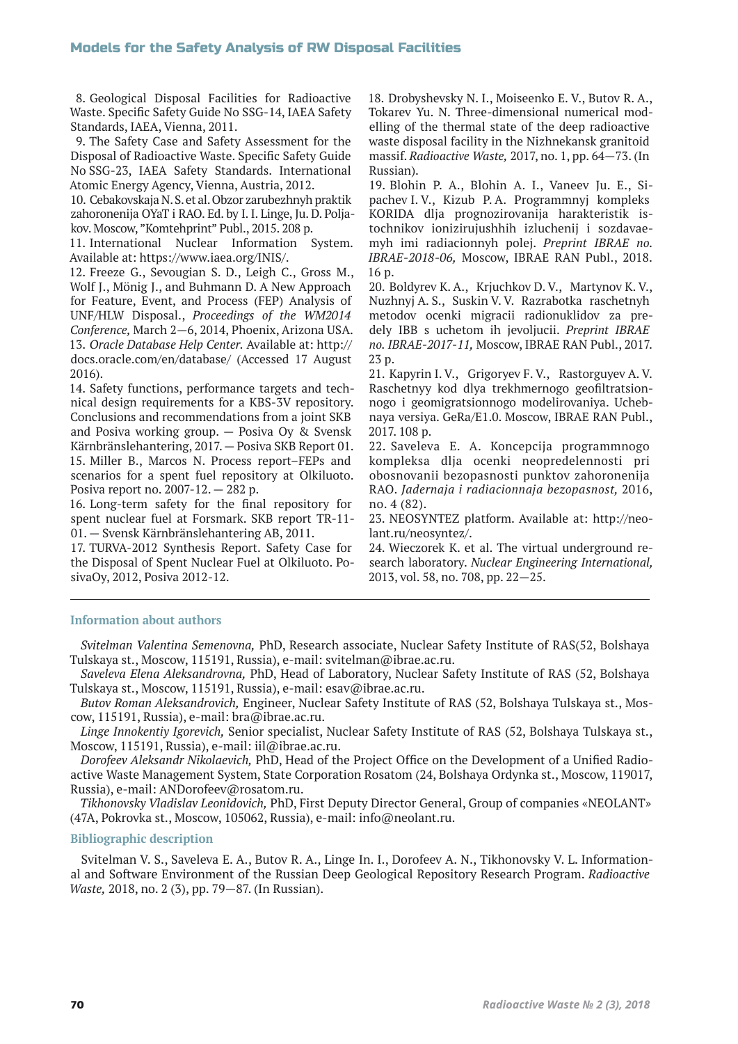8. Geological Disposal Facilities for Radioactive Waste. Specific Safety Guide No SSG-14, IAEA Safety Standards, IAEA, Vienna, 2011.

9. The Safety Case and Safety Assessment for the Disposal of Radioactive Waste. Specific Safety Guide No SSG-23, IAEA Safety Standards. International Atomic Energy Agency, Vienna, Austria, 2012.

10. Cebakovskaja N. S. et al. Obzor zarubezhnyh praktik zahoronenija OYaT i RAO. Ed. by I. I. Linge, Ju. D. Poljakov. Moscow, "Komtehprint" Publ., 2015. 208 p.

11. International Nuclear Information System. Available at: https://www.iaea.org/INIS/.

12. Freeze G., Sevougian S. D., Leigh C., Gross M., Wolf J., Mönig J., and Buhmann D. A New Approach for Feature, Event, and Process (FEP) Analysis of UNF/HLW Disposal., *Proceedings of the WM2014 Conference,* March 2—6, 2014, Phoenix, Arizona USA.

13. *Oracle Database Help Center.* Available at: http://docs.oracle.com/en/database/ (Accessed 17 August 2016).

14. Safety functions, performance targets and technical design requirements for a KBS-3V repository. Conclusions and recommendations from a joint SKB and Posiva working group. — Posiva Oy & Svensk Kärnbränslehantering, 2017. — Posiva SKB Report 01.

15. Miller B., Marcos N. Process report–FEPs and scenarios for a spent fuel repository at Olkiluoto. Posiva report no. 2007-12. — 282 p.

16. Long-term safety for the final repository for spent nuclear fuel at Forsmark. SKB report TR-11-01. — Svensk Kärnbränslehantering AB, 2011.

17. TURVA-2012 Synthesis Report. Safety Case for the Disposal of Spent Nuclear Fuel at Olkiluoto. PosivaOy, 2012, Posiva 2012-12.

18. Drobyshevsky N. I., Moiseenko E. V., Butov R. A., Tokarev Yu. N. Three-dimensional numerical modelling of the thermal state of the deep radioactive waste disposal facility in the Nizhnekansk granitoid massif. *Radioactive Waste,* 2017, no. 1, pp. 64—73. (In Russian).

19. Blohin P. A., Blohin A. I., Vaneev Ju. E., Sipachev I. V., Kizub P. A. Programmnyj kompleks KORIDA dlja prognozirovanija harakteristik istochnikov ionizirujushhih izluchenij i sozdavaemyh imi radiacionnyh polej. *Preprint IBRAE no. IBRAE-2018-06,* Moscow, IBRAE RAN Publ., 2018. 16 p.

20. Boldyrev K. A., Krjuchkov D. V., Martynov K. V., Nuzhnyj A. S., Suskin V. V. Razrabotka raschetnyh metodov ocenki migracii radionuklidov za predely IBB s uchetom ih jevoljucii. *Preprint IBRAE no. IBRAE-2017-11,* Moscow, IBRAE RAN Publ., 2017. 23 p.

21. Kapyrin I. V., Grigoryev F. V., Rastorguyev A. V. Raschetnyy kod dlya trekhmernogo geofiltratsionnogo i geomigratsionnogo modelirovaniya. Uchebnaya versiya. GeRa/E1.0. Moscow, IBRAE RAN Publ., 2017. 108 p.

22. Saveleva E. A. Koncepcija programmnogo kompleksa dlja ocenki neopredelennosti pri obosnovanii bezopasnosti punktov zahoronenija RAO. *Jadernaja i radiacionnaja bezopasnost,* 2016, no. 4 (82).

23. NEOSYNTEZ platform. Available at: http://neolant.ru/neosyntez/.

24. Wieczorek K. et al. The virtual underground research laboratory. *Nuclear Engineering International,* 2013, vol. 58, no. 708, pp. 22—25.

## Information about authors

*Svitelman Valentina Semenovna,* PhD, Research associate, Nuclear Safety Institute of RAS(52, Bolshaya Tulskaya st., Moscow, 115191, Russia), e-mail: svitelman@ibrae.ac.ru.

*Saveleva Elena Aleksandrovna,* PhD, Head of Laboratory, Nuclear Safety Institute of RAS (52, Bolshaya Tulskaya st., Moscow, 115191, Russia), e-mail: esav@ibrae.ac.ru.

*Butov Roman Aleksandrovich,* Engineer, Nuclear Safety Institute of RAS (52, Bolshaya Tulskaya st., Moscow, 115191, Russia), e-mail: bra@ibrae.ac.ru.

*Linge Innokentiy Igorevich,* Senior specialist, Nuclear Safety Institute of RAS (52, Bolshaya Tulskaya st., Moscow, 115191, Russia), e-mail: iil@ibrae.ac.ru.

*Dorofeev Aleksandr Nikolaevich,* PhD, Head of the Project Office on the Development of a Unified Radioactive Waste Management System, State Corporation Rosatom (24, Bolshaya Ordynka st., Moscow, 119017, Russia), e-mail: ANDorofeev@rosatom.ru.

*Tikhonovsky Vladislav Leonidovich,* PhD, First Deputy Director General, Group of companies «NEOLANT» (47A, Pokrovka st., Moscow, 105062, Russia), e-mail: info@neolant.ru.

## Bibliographic description

Svitelman V. S., Saveleva E. A., Butov R. A., Linge In. I., Dorofeev A. N., Tikhonovsky V. L. Informational and Software Environment of the Russian Deep Geological Repository Research Program. *Radioactive Waste,* 2018, no. 2 (3), pp. 79—87. (In Russian).